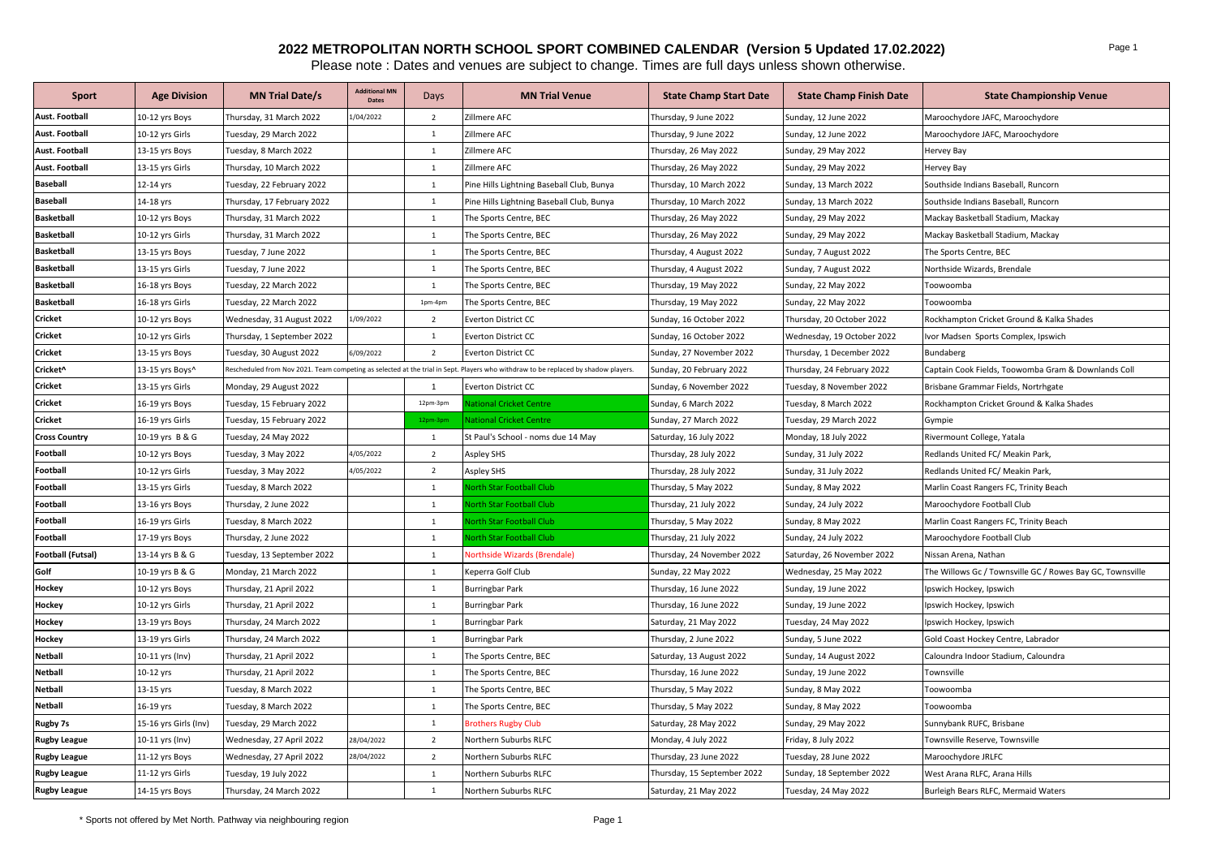# 2022 METROPOLITAN NORTH SCHOOL SPORT COMBINED CALENDAR (Version 5 Updated 17.02.2022)

Please note : Dates and venues are subject to change. Times are full days unless shown otherwise.

| Sport | Age Division | MN Trial Date/s | Additional MN Dates | Days | MN Trial Venue | State Champ Start Date | State Champ Finish Date | State Championship Venue |
|---|---|---|---|---|---|---|---|---|
| Aust. Football | 10-12 yrs Boys | Thursday, 31 March 2022 | 1/04/2022 | 2 | Zillmere AFC | Thursday, 9 June 2022 | Sunday, 12 June 2022 | Maroochydore JAFC, Maroochydore |
| Aust. Football | 10-12 yrs Girls | Tuesday, 29 March 2022 | | 1 | Zillmere AFC | Thursday, 9 June 2022 | Sunday, 12 June 2022 | Maroochydore JAFC, Maroochydore |
| Aust. Football | 13-15 yrs Boys | Tuesday, 8 March 2022 | | 1 | Zillmere AFC | Thursday, 26 May 2022 | Sunday, 29 May 2022 | Hervey Bay |
| Aust. Football | 13-15 yrs Girls | Thursday, 10 March 2022 | | 1 | Zillmere AFC | Thursday, 26 May 2022 | Sunday, 29 May 2022 | Hervey Bay |
| Baseball | 12-14 yrs | Tuesday, 22 February 2022 | | 1 | Pine Hills Lightning Baseball Club, Bunya | Thursday, 10 March 2022 | Sunday, 13 March 2022 | Southside Indians Baseball, Runcorn |
| Baseball | 14-18 yrs | Thursday, 17 February 2022 | | 1 | Pine Hills Lightning Baseball Club, Bunya | Thursday, 10 March 2022 | Sunday, 13 March 2022 | Southside Indians Baseball, Runcorn |
| Basketball | 10-12 yrs Boys | Thursday, 31 March 2022 | | 1 | The Sports Centre, BEC | Thursday, 26 May 2022 | Sunday, 29 May 2022 | Mackay Basketball Stadium, Mackay |
| Basketball | 10-12 yrs Girls | Thursday, 31 March 2022 | | 1 | The Sports Centre, BEC | Thursday, 26 May 2022 | Sunday, 29 May 2022 | Mackay Basketball Stadium, Mackay |
| Basketball | 13-15 yrs Boys | Tuesday, 7 June 2022 | | 1 | The Sports Centre, BEC | Thursday, 4 August 2022 | Sunday, 7 August 2022 | The Sports Centre, BEC |
| Basketball | 13-15 yrs Girls | Tuesday, 7 June 2022 | | 1 | The Sports Centre, BEC | Thursday, 4 August 2022 | Sunday, 7 August 2022 | Northside Wizards, Brendale |
| Basketball | 16-18 yrs Boys | Tuesday, 22 March 2022 | | 1 | The Sports Centre, BEC | Thursday, 19 May 2022 | Sunday, 22 May 2022 | Toowoomba |
| Basketball | 16-18 yrs Girls | Tuesday, 22 March 2022 | | 1pm-4pm | The Sports Centre, BEC | Thursday, 19 May 2022 | Sunday, 22 May 2022 | Toowoomba |
| Cricket | 10-12 yrs Boys | Wednesday, 31 August 2022 | 1/09/2022 | 2 | Everton District CC | Sunday, 16 October 2022 | Thursday, 20 October 2022 | Rockhampton Cricket Ground & Kalka Shades |
| Cricket | 10-12 yrs Girls | Thursday, 1 September 2022 | | 1 | Everton District CC | Sunday, 16 October 2022 | Wednesday, 19 October 2022 | Ivor Madsen Sports Complex, Ipswich |
| Cricket | 13-15 yrs Boys | Tuesday, 30 August 2022 | 6/09/2022 | 2 | Everton District CC | Sunday, 27 November 2022 | Thursday, 1 December 2022 | Bundaberg |
| Cricket^ | 13-15 yrs Boys^ | Rescheduled from Nov 2021. Team competing as selected at the trial in Sept. Players who withdraw to be replaced by shadow players. | | | | Sunday, 20 February 2022 | Thursday, 24 February 2022 | Captain Cook Fields, Toowomba Gram & Downlands Coll |
| Cricket | 13-15 yrs Girls | Monday, 29 August 2022 | | 1 | Everton District CC | Sunday, 6 November 2022 | Tuesday, 8 November 2022 | Brisbane Grammar Fields, Nortrhgate |
| Cricket | 16-19 yrs Boys | Tuesday, 15 February 2022 | | 12pm-3pm | National Cricket Centre | Sunday, 6 March 2022 | Tuesday, 8 March 2022 | Rockhampton Cricket Ground & Kalka Shades |
| Cricket | 16-19 yrs Girls | Tuesday, 15 February 2022 | | 12pm-3pm | National Cricket Centre | Sunday, 27 March 2022 | Tuesday, 29 March 2022 | Gympie |
| Cross Country | 10-19 yrs B & G | Tuesday, 24 May 2022 | | 1 | St Paul's School - noms due 14 May | Saturday, 16 July 2022 | Monday, 18 July 2022 | Rivermount College, Yatala |
| Football | 10-12 yrs Boys | Tuesday, 3 May 2022 | 4/05/2022 | 2 | Aspley SHS | Thursday, 28 July 2022 | Sunday, 31 July 2022 | Redlands United FC/ Meakin Park, |
| Football | 10-12 yrs Girls | Tuesday, 3 May 2022 | 4/05/2022 | 2 | Aspley SHS | Thursday, 28 July 2022 | Sunday, 31 July 2022 | Redlands United FC/ Meakin Park, |
| Football | 13-15 yrs Girls | Tuesday, 8 March 2022 | | 1 | North Star Football Club | Thursday, 5 May 2022 | Sunday, 8 May 2022 | Marlin Coast Rangers FC, Trinity Beach |
| Football | 13-16 yrs Boys | Thursday, 2 June 2022 | | 1 | North Star Football Club | Thursday, 21 July 2022 | Sunday, 24 July 2022 | Maroochydore Football Club |
| Football | 16-19 yrs Girls | Tuesday, 8 March 2022 | | 1 | North Star Football Club | Thursday, 5 May 2022 | Sunday, 8 May 2022 | Marlin Coast Rangers FC, Trinity Beach |
| Football | 17-19 yrs Boys | Thursday, 2 June 2022 | | 1 | North Star Football Club | Thursday, 21 July 2022 | Sunday, 24 July 2022 | Maroochydore Football Club |
| Football (Futsal) | 13-14 yrs B & G | Tuesday, 13 September 2022 | | 1 | Northside Wizards (Brendale) | Thursday, 24 November 2022 | Saturday, 26 November 2022 | Nissan Arena, Nathan |
| Golf | 10-19 yrs B & G | Monday, 21 March 2022 | | 1 | Keperra Golf Club | Sunday, 22 May 2022 | Wednesday, 25 May 2022 | The Willows Gc / Townsville GC / Rowes Bay GC, Townsville |
| Hockey | 10-12 yrs Boys | Thursday, 21 April 2022 | | 1 | Burringbar Park | Thursday, 16 June 2022 | Sunday, 19 June 2022 | Ipswich Hockey, Ipswich |
| Hockey | 10-12 yrs Girls | Thursday, 21 April 2022 | | 1 | Burringbar Park | Thursday, 16 June 2022 | Sunday, 19 June 2022 | Ipswich Hockey, Ipswich |
| Hockey | 13-19 yrs Boys | Thursday, 24 March 2022 | | 1 | Burringbar Park | Saturday, 21 May 2022 | Tuesday, 24 May 2022 | Ipswich Hockey, Ipswich |
| Hockey | 13-19 yrs Girls | Thursday, 24 March 2022 | | 1 | Burringbar Park | Thursday, 2 June 2022 | Sunday, 5 June 2022 | Gold Coast Hockey Centre, Labrador |
| Netball | 10-11 yrs (Inv) | Thursday, 21 April 2022 | | 1 | The Sports Centre, BEC | Saturday, 13 August 2022 | Sunday, 14 August 2022 | Caloundra Indoor Stadium, Caloundra |
| Netball | 10-12 yrs | Thursday, 21 April 2022 | | 1 | The Sports Centre, BEC | Thursday, 16 June 2022 | Sunday, 19 June 2022 | Townsville |
| Netball | 13-15 yrs | Tuesday, 8 March 2022 | | 1 | The Sports Centre, BEC | Thursday, 5 May 2022 | Sunday, 8 May 2022 | Toowoomba |
| Netball | 16-19 yrs | Tuesday, 8 March 2022 | | 1 | The Sports Centre, BEC | Thursday, 5 May 2022 | Sunday, 8 May 2022 | Toowoomba |
| Rugby 7s | 15-16 yrs Girls (Inv) | Tuesday, 29 March 2022 | | 1 | Brothers Rugby Club | Saturday, 28 May 2022 | Sunday, 29 May 2022 | Sunnybank RUFC, Brisbane |
| Rugby League | 10-11 yrs (Inv) | Wednesday, 27 April 2022 | 28/04/2022 | 2 | Northern Suburbs RLFC | Monday, 4 July 2022 | Friday, 8 July 2022 | Townsville Reserve, Townsville |
| Rugby League | 11-12 yrs Boys | Wednesday, 27 April 2022 | 28/04/2022 | 2 | Northern Suburbs RLFC | Thursday, 23 June 2022 | Tuesday, 28 June 2022 | Maroochydore JRLFC |
| Rugby League | 11-12 yrs Girls | Tuesday, 19 July 2022 | | 1 | Northern Suburbs RLFC | Thursday, 15 September 2022 | Sunday, 18 September 2022 | West Arana RLFC, Arana Hills |
| Rugby League | 14-15 yrs Boys | Thursday, 24 March 2022 | | 1 | Northern Suburbs RLFC | Saturday, 21 May 2022 | Tuesday, 24 May 2022 | Burleigh Bears RLFC, Mermaid Waters |

\* Sports not offered by Met North. Pathway via neighbouring region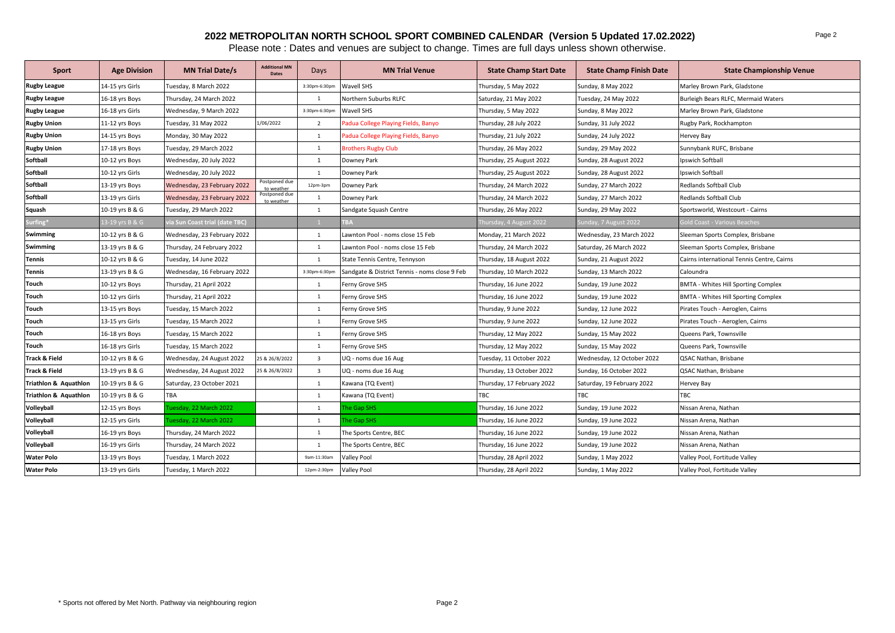# 2022 METROPOLITAN NORTH SCHOOL SPORT COMBINED CALENDAR (Version 5 Updated 17.02.2022)

Please note : Dates and venues are subject to change. Times are full days unless shown otherwise.

| Sport | Age Division | MN Trial Date/s | Additional MN Dates | Days | MN Trial Venue | State Champ Start Date | State Champ Finish Date | State Championship Venue |
|---|---|---|---|---|---|---|---|---|
| Rugby League | 14-15 yrs Girls | Tuesday, 8 March 2022 | | 3:30pm-6:30pm | Wavell SHS | Thursday, 5 May 2022 | Sunday, 8 May 2022 | Marley Brown Park, Gladstone |
| Rugby League | 16-18 yrs Boys | Thursday, 24 March 2022 | | 1 | Northern Suburbs RLFC | Saturday, 21 May 2022 | Tuesday, 24 May 2022 | Burleigh Bears RLFC, Mermaid Waters |
| Rugby League | 16-18 yrs Girls | Wednesday, 9 March 2022 | | 3:30pm-6:30pm | Wavell SHS | Thursday, 5 May 2022 | Sunday, 8 May 2022 | Marley Brown Park, Gladstone |
| Rugby Union | 11-12 yrs Boys | Tuesday, 31 May 2022 | 1/06/2022 | 2 | Padua College Playing Fields, Banyo | Thursday, 28 July 2022 | Sunday, 31 July 2022 | Rugby Park, Rockhampton |
| Rugby Union | 14-15 yrs Boys | Monday, 30 May 2022 | | 1 | Padua College Playing Fields, Banyo | Thursday, 21 July 2022 | Sunday, 24 July 2022 | Hervey Bay |
| Rugby Union | 17-18 yrs Boys | Tuesday, 29 March 2022 | | 1 | Brothers Rugby Club | Thursday, 26 May 2022 | Sunday, 29 May 2022 | Sunnybank RUFC, Brisbane |
| Softball | 10-12 yrs Boys | Wednesday, 20 July 2022 | | 1 | Downey Park | Thursday, 25 August 2022 | Sunday, 28 August 2022 | Ipswich Softball |
| Softball | 10-12 yrs Girls | Wednesday, 20 July 2022 | | 1 | Downey Park | Thursday, 25 August 2022 | Sunday, 28 August 2022 | Ipswich Softball |
| Softball | 13-19 yrs Boys | Wednesday, 23 February 2022 | Postponed due to weather | 12pm-3pm | Downey Park | Thursday, 24 March 2022 | Sunday, 27 March 2022 | Redlands Softball Club |
| Softball | 13-19 yrs Girls | Wednesday, 23 February 2022 | Postponed due to weather | 1 | Downey Park | Thursday, 24 March 2022 | Sunday, 27 March 2022 | Redlands Softball Club |
| Squash | 10-19 yrs B & G | Tuesday, 29 March 2022 | | 1 | Sandgate Squash Centre | Thursday, 26 May 2022 | Sunday, 29 May 2022 | Sportsworld, Westcourt - Cairns |
| Surfing* | 13-19 yrs B & G | via Sun Coast trial (date TBC) | | 1 | TBA | Thursday, 4 August 2022 | Sunday, 7 August 2022 | Gold Coast - Various Beaches |
| Swimming | 10-12 yrs B & G | Wednesday, 23 February 2022 | | 1 | Lawnton Pool - noms close 15 Feb | Monday, 21 March 2022 | Wednesday, 23 March 2022 | Sleeman Sports Complex, Brisbane |
| Swimming | 13-19 yrs B & G | Thursday, 24 February 2022 | | 1 | Lawnton Pool - noms close 15 Feb | Thursday, 24 March 2022 | Saturday, 26 March 2022 | Sleeman Sports Complex, Brisbane |
| Tennis | 10-12 yrs B & G | Tuesday, 14 June 2022 | | 1 | State Tennis Centre, Tennyson | Thursday, 18 August 2022 | Sunday, 21 August 2022 | Cairns international Tennis Centre, Cairns |
| Tennis | 13-19 yrs B & G | Wednesday, 16 February 2022 | | 3:30pm-6:30pm | Sandgate & District Tennis - noms close 9 Feb | Thursday, 10 March 2022 | Sunday, 13 March 2022 | Caloundra |
| Touch | 10-12 yrs Boys | Thursday, 21 April 2022 | | 1 | Ferny Grove SHS | Thursday, 16 June 2022 | Sunday, 19 June 2022 | BMTA - Whites Hill Sporting Complex |
| Touch | 10-12 yrs Girls | Thursday, 21 April 2022 | | 1 | Ferny Grove SHS | Thursday, 16 June 2022 | Sunday, 19 June 2022 | BMTA - Whites Hill Sporting Complex |
| Touch | 13-15 yrs Boys | Tuesday, 15 March 2022 | | 1 | Ferny Grove SHS | Thursday, 9 June 2022 | Sunday, 12 June 2022 | Pirates Touch - Aeroglen, Cairns |
| Touch | 13-15 yrs Girls | Tuesday, 15 March 2022 | | 1 | Ferny Grove SHS | Thursday, 9 June 2022 | Sunday, 12 June 2022 | Pirates Touch - Aeroglen, Cairns |
| Touch | 16-18 yrs Boys | Tuesday, 15 March 2022 | | 1 | Ferny Grove SHS | Thursday, 12 May 2022 | Sunday, 15 May 2022 | Queens Park, Townsville |
| Touch | 16-18 yrs Girls | Tuesday, 15 March 2022 | | 1 | Ferny Grove SHS | Thursday, 12 May 2022 | Sunday, 15 May 2022 | Queens Park, Townsville |
| Track & Field | 10-12 yrs B & G | Wednesday, 24 August 2022 | 25 & 26/8/2022 | 3 | UQ - noms due 16 Aug | Tuesday, 11 October 2022 | Wednesday, 12 October 2022 | QSAC Nathan, Brisbane |
| Track & Field | 13-19 yrs B & G | Wednesday, 24 August 2022 | 25 & 26/8/2022 | 3 | UQ - noms due 16 Aug | Thursday, 13 October 2022 | Sunday, 16 October 2022 | QSAC Nathan, Brisbane |
| Triathlon & Aquathlon | 10-19 yrs B & G | Saturday, 23 October 2021 | | 1 | Kawana (TQ Event) | Thursday, 17 February 2022 | Saturday, 19 February 2022 | Hervey Bay |
| Triathlon & Aquathlon | 10-19 yrs B & G | TBA | | 1 | Kawana (TQ Event) | TBC | TBC | TBC |
| Volleyball | 12-15 yrs Boys | Tuesday, 22 March 2022 | | 1 | The Gap SHS | Thursday, 16 June 2022 | Sunday, 19 June 2022 | Nissan Arena, Nathan |
| Volleyball | 12-15 yrs Girls | Tuesday, 22 March 2022 | | 1 | The Gap SHS | Thursday, 16 June 2022 | Sunday, 19 June 2022 | Nissan Arena, Nathan |
| Volleyball | 16-19 yrs Boys | Thursday, 24 March 2022 | | 1 | The Sports Centre, BEC | Thursday, 16 June 2022 | Sunday, 19 June 2022 | Nissan Arena, Nathan |
| Volleyball | 16-19 yrs Girls | Thursday, 24 March 2022 | | 1 | The Sports Centre, BEC | Thursday, 16 June 2022 | Sunday, 19 June 2022 | Nissan Arena, Nathan |
| Water Polo | 13-19 yrs Boys | Tuesday, 1 March 2022 | | 9am-11:30am | Valley Pool | Thursday, 28 April 2022 | Sunday, 1 May 2022 | Valley Pool, Fortitude Valley |
| Water Polo | 13-19 yrs Girls | Tuesday, 1 March 2022 | | 12pm-2:30pm | Valley Pool | Thursday, 28 April 2022 | Sunday, 1 May 2022 | Valley Pool, Fortitude Valley |

* Sports not offered by Met North. Pathway via neighbouring region